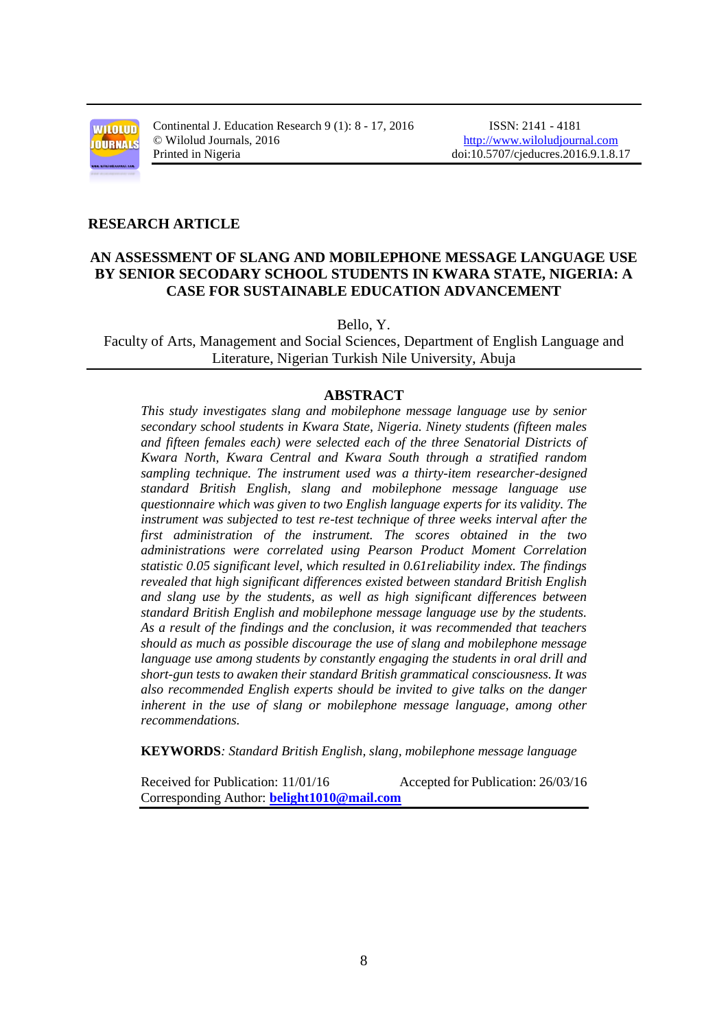Continental J. Education Research 9 (1): 8 - 17, 2016
© Wilolud Journals, 2016
Printed in Nigeria

ISSN: 2141 - 4181
http://www.wiloludjournal.com
doi:10.5707/cjeducres.2016.9.1.8.17

**RESEARCH ARTICLE**

# AN ASSESSMENT OF SLANG AND MOBILEPHONE MESSAGE LANGUAGE USE BY SENIOR SECODARY SCHOOL STUDENTS IN KWARA STATE, NIGERIA: A CASE FOR SUSTAINABLE EDUCATION ADVANCEMENT

Bello, Y.

Faculty of Arts, Management and Social Sciences, Department of English Language and Literature, Nigerian Turkish Nile University, Abuja

## ABSTRACT

*This study investigates slang and mobilephone message language use by senior secondary school students in Kwara State, Nigeria. Ninety students (fifteen males and fifteen females each) were selected each of the three Senatorial Districts of Kwara North, Kwara Central and Kwara South through a stratified random sampling technique. The instrument used was a thirty-item researcher-designed standard British English, slang and mobilephone message language use questionnaire which was given to two English language experts for its validity. The instrument was subjected to test re-test technique of three weeks interval after the first administration of the instrument. The scores obtained in the two administrations were correlated using Pearson Product Moment Correlation statistic 0.05 significant level, which resulted in 0.61reliability index. The findings revealed that high significant differences existed between standard British English and slang use by the students, as well as high significant differences between standard British English and mobilephone message language use by the students. As a result of the findings and the conclusion, it was recommended that teachers should as much as possible discourage the use of slang and mobilephone message language use among students by constantly engaging the students in oral drill and short-gun tests to awaken their standard British grammatical consciousness. It was also recommended English experts should be invited to give talks on the danger inherent in the use of slang or mobilephone message language, among other recommendations.*

**KEYWORDS**: *Standard British English, slang, mobilephone message language*

Received for Publication: 11/01/16 Accepted for Publication: 26/03/16
Corresponding Author: **belight1010@mail.com**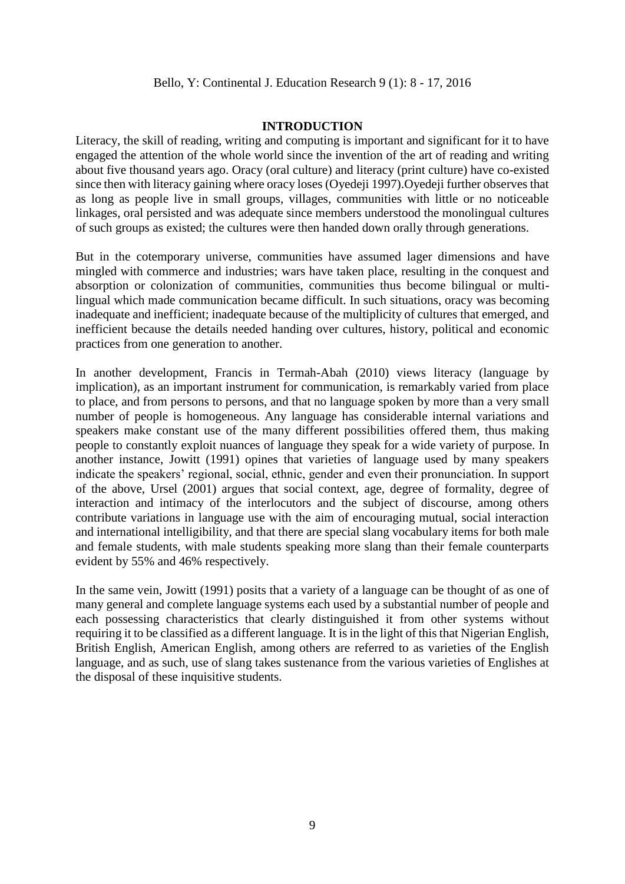## INTRODUCTION

Literacy, the skill of reading, writing and computing is important and significant for it to have engaged the attention of the whole world since the invention of the art of reading and writing about five thousand years ago. Oracy (oral culture) and literacy (print culture) have co-existed since then with literacy gaining where oracy loses (Oyedeji 1997).Oyedeji further observes that as long as people live in small groups, villages, communities with little or no noticeable linkages, oral persisted and was adequate since members understood the monolingual cultures of such groups as existed; the cultures were then handed down orally through generations.

But in the cotemporary universe, communities have assumed lager dimensions and have mingled with commerce and industries; wars have taken place, resulting in the conquest and absorption or colonization of communities, communities thus become bilingual or multi-lingual which made communication became difficult. In such situations, oracy was becoming inadequate and inefficient; inadequate because of the multiplicity of cultures that emerged, and inefficient because the details needed handing over cultures, history, political and economic practices from one generation to another.

In another development, Francis in Termah-Abah (2010) views literacy (language by implication), as an important instrument for communication, is remarkably varied from place to place, and from persons to persons, and that no language spoken by more than a very small number of people is homogeneous. Any language has considerable internal variations and speakers make constant use of the many different possibilities offered them, thus making people to constantly exploit nuances of language they speak for a wide variety of purpose. In another instance, Jowitt (1991) opines that varieties of language used by many speakers indicate the speakers' regional, social, ethnic, gender and even their pronunciation. In support of the above, Ursel (2001) argues that social context, age, degree of formality, degree of interaction and intimacy of the interlocutors and the subject of discourse, among others contribute variations in language use with the aim of encouraging mutual, social interaction and international intelligibility, and that there are special slang vocabulary items for both male and female students, with male students speaking more slang than their female counterparts evident by 55% and 46% respectively.

In the same vein, Jowitt (1991) posits that a variety of a language can be thought of as one of many general and complete language systems each used by a substantial number of people and each possessing characteristics that clearly distinguished it from other systems without requiring it to be classified as a different language. It is in the light of this that Nigerian English, British English, American English, among others are referred to as varieties of the English language, and as such, use of slang takes sustenance from the various varieties of Englishes at the disposal of these inquisitive students.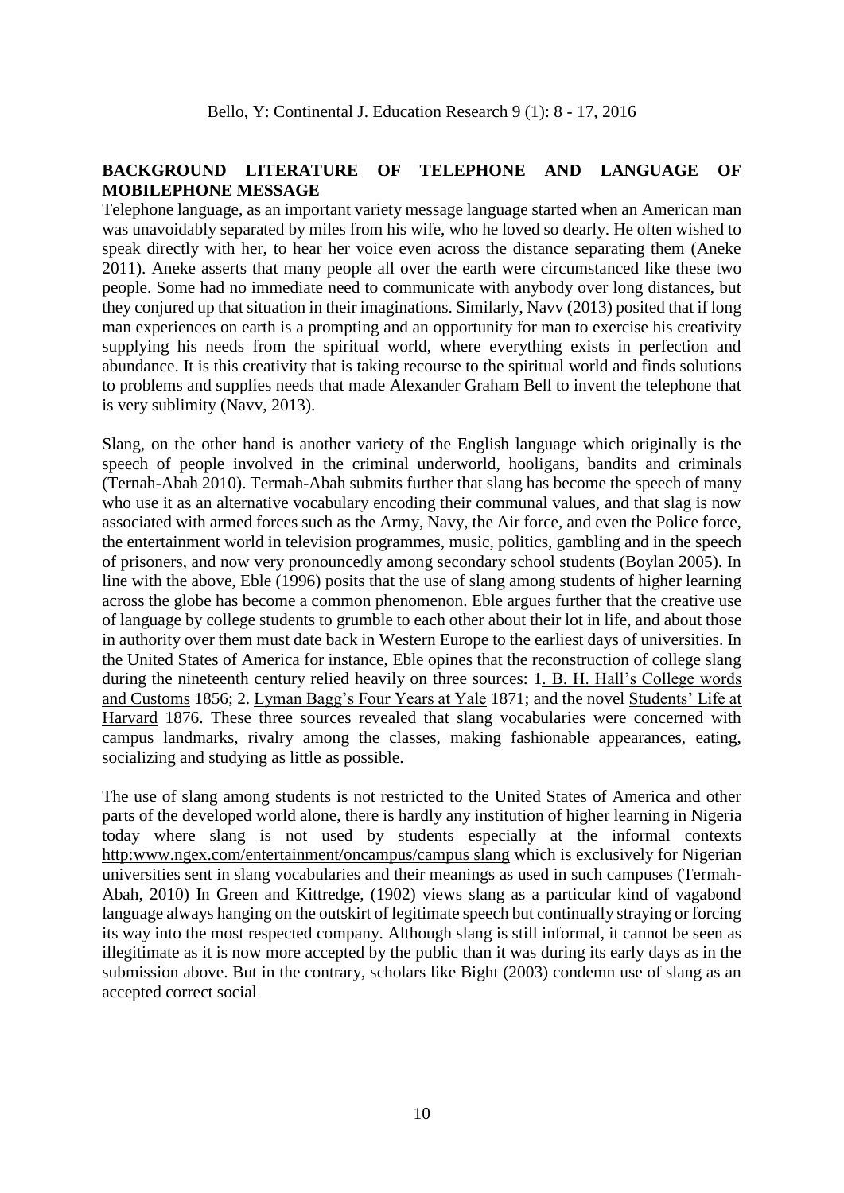## BACKGROUND LITERATURE OF TELEPHONE AND LANGUAGE OF MOBILEPHONE MESSAGE

Telephone language, as an important variety message language started when an American man was unavoidably separated by miles from his wife, who he loved so dearly. He often wished to speak directly with her, to hear her voice even across the distance separating them (Aneke 2011). Aneke asserts that many people all over the earth were circumstanced like these two people. Some had no immediate need to communicate with anybody over long distances, but they conjured up that situation in their imaginations. Similarly, Navv (2013) posited that if long man experiences on earth is a prompting and an opportunity for man to exercise his creativity supplying his needs from the spiritual world, where everything exists in perfection and abundance. It is this creativity that is taking recourse to the spiritual world and finds solutions to problems and supplies needs that made Alexander Graham Bell to invent the telephone that is very sublimity (Navv, 2013).

Slang, on the other hand is another variety of the English language which originally is the speech of people involved in the criminal underworld, hooligans, bandits and criminals (Ternah-Abah 2010). Termah-Abah submits further that slang has become the speech of many who use it as an alternative vocabulary encoding their communal values, and that slag is now associated with armed forces such as the Army, Navy, the Air force, and even the Police force, the entertainment world in television programmes, music, politics, gambling and in the speech of prisoners, and now very pronouncedly among secondary school students (Boylan 2005). In line with the above, Eble (1996) posits that the use of slang among students of higher learning across the globe has become a common phenomenon. Eble argues further that the creative use of language by college students to grumble to each other about their lot in life, and about those in authority over them must date back in Western Europe to the earliest days of universities. In the United States of America for instance, Eble opines that the reconstruction of college slang during the nineteenth century relied heavily on three sources: 1. B. H. Hall's College words and Customs 1856; 2. Lyman Bagg's Four Years at Yale 1871; and the novel Students' Life at Harvard 1876. These three sources revealed that slang vocabularies were concerned with campus landmarks, rivalry among the classes, making fashionable appearances, eating, socializing and studying as little as possible.

The use of slang among students is not restricted to the United States of America and other parts of the developed world alone, there is hardly any institution of higher learning in Nigeria today where slang is not used by students especially at the informal contexts http:www.ngex.com/entertainment/oncampus/campus slang which is exclusively for Nigerian universities sent in slang vocabularies and their meanings as used in such campuses (Termah-Abah, 2010) In Green and Kittredge, (1902) views slang as a particular kind of vagabond language always hanging on the outskirt of legitimate speech but continually straying or forcing its way into the most respected company. Although slang is still informal, it cannot be seen as illegitimate as it is now more accepted by the public than it was during its early days as in the submission above. But in the contrary, scholars like Bight (2003) condemn use of slang as an accepted correct social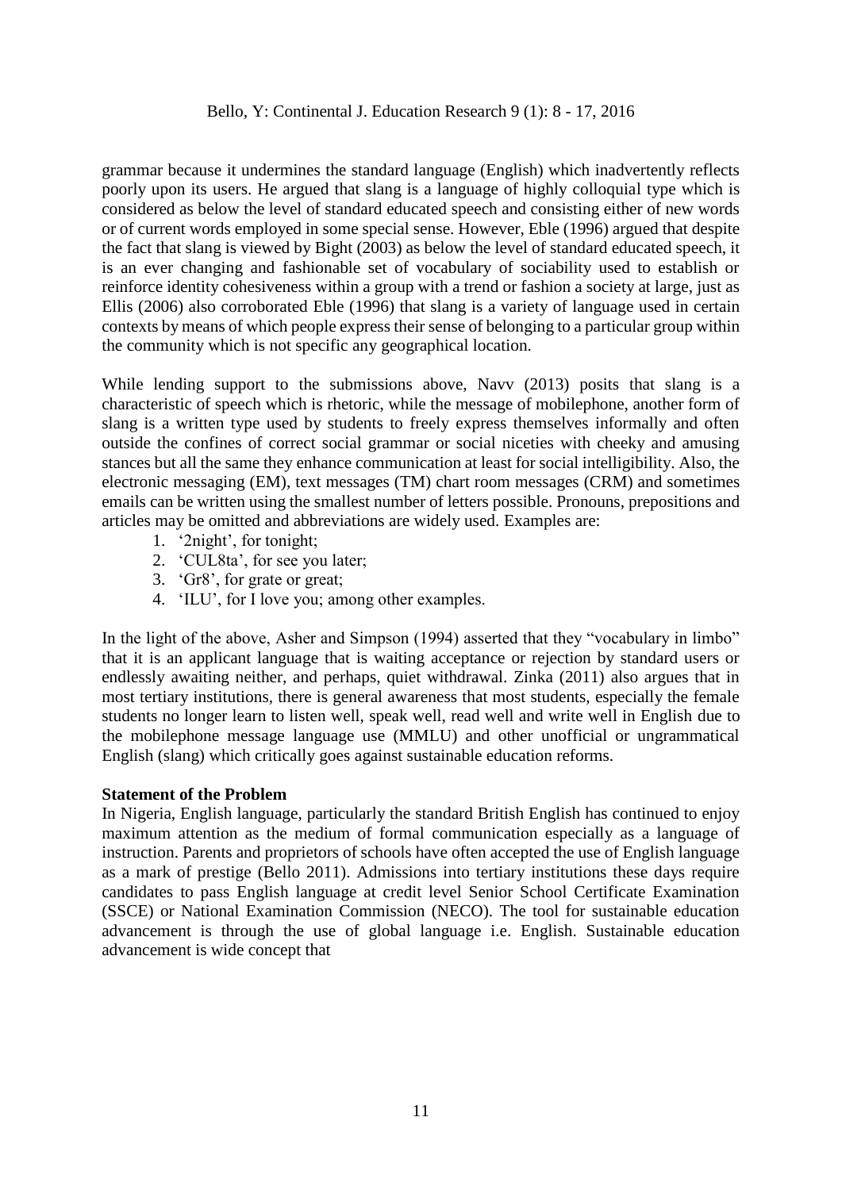grammar because it undermines the standard language (English) which inadvertently reflects poorly upon its users. He argued that slang is a language of highly colloquial type which is considered as below the level of standard educated speech and consisting either of new words or of current words employed in some special sense. However, Eble (1996) argued that despite the fact that slang is viewed by Bight (2003) as below the level of standard educated speech, it is an ever changing and fashionable set of vocabulary of sociability used to establish or reinforce identity cohesiveness within a group with a trend or fashion a society at large, just as Ellis (2006) also corroborated Eble (1996) that slang is a variety of language used in certain contexts by means of which people express their sense of belonging to a particular group within the community which is not specific any geographical location.

While lending support to the submissions above, Navv (2013) posits that slang is a characteristic of speech which is rhetoric, while the message of mobilephone, another form of slang is a written type used by students to freely express themselves informally and often outside the confines of correct social grammar or social niceties with cheeky and amusing stances but all the same they enhance communication at least for social intelligibility. Also, the electronic messaging (EM), text messages (TM) chart room messages (CRM) and sometimes emails can be written using the smallest number of letters possible. Pronouns, prepositions and articles may be omitted and abbreviations are widely used. Examples are:

1. '2night', for tonight;
2. 'CUL8ta', for see you later;
3. 'Gr8', for grate or great;
4. 'ILU', for I love you; among other examples.

In the light of the above, Asher and Simpson (1994) asserted that they "vocabulary in limbo" that it is an applicant language that is waiting acceptance or rejection by standard users or endlessly awaiting neither, and perhaps, quiet withdrawal. Zinka (2011) also argues that in most tertiary institutions, there is general awareness that most students, especially the female students no longer learn to listen well, speak well, read well and write well in English due to the mobilephone message language use (MMLU) and other unofficial or ungrammatical English (slang) which critically goes against sustainable education reforms.

**Statement of the Problem**

In Nigeria, English language, particularly the standard British English has continued to enjoy maximum attention as the medium of formal communication especially as a language of instruction. Parents and proprietors of schools have often accepted the use of English language as a mark of prestige (Bello 2011). Admissions into tertiary institutions these days require candidates to pass English language at credit level Senior School Certificate Examination (SSCE) or National Examination Commission (NECO). The tool for sustainable education advancement is through the use of global language i.e. English. Sustainable education advancement is wide concept that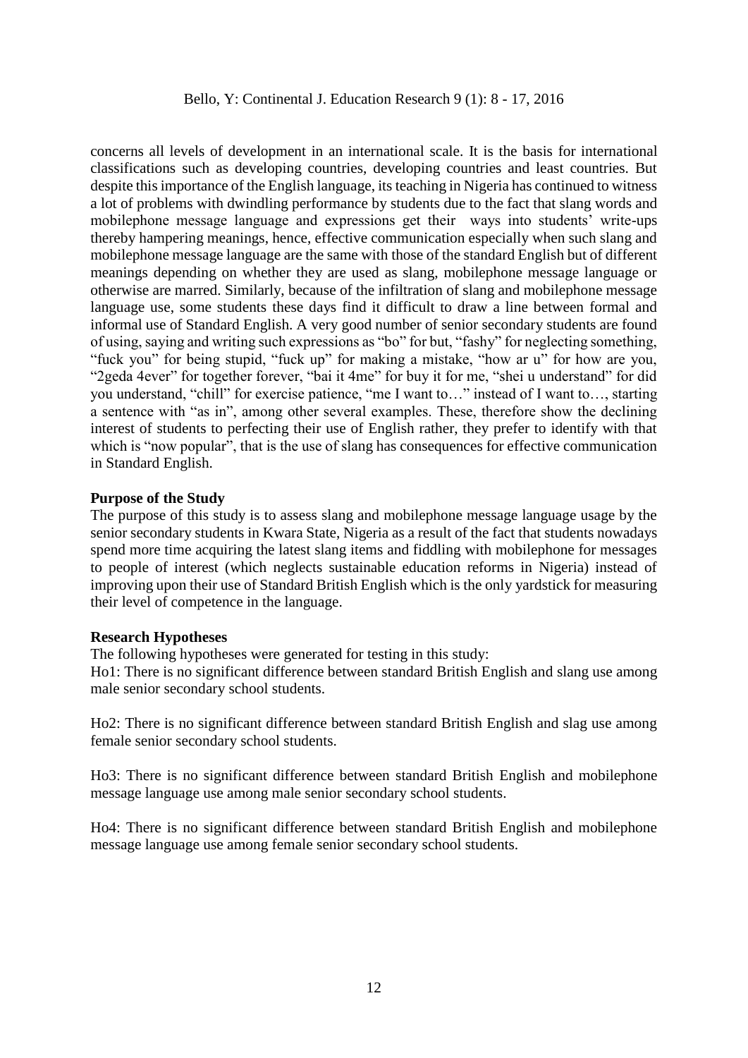concerns all levels of development in an international scale. It is the basis for international classifications such as developing countries, developing countries and least countries. But despite this importance of the English language, its teaching in Nigeria has continued to witness a lot of problems with dwindling performance by students due to the fact that slang words and mobilephone message language and expressions get their ways into students' write-ups thereby hampering meanings, hence, effective communication especially when such slang and mobilephone message language are the same with those of the standard English but of different meanings depending on whether they are used as slang, mobilephone message language or otherwise are marred. Similarly, because of the infiltration of slang and mobilephone message language use, some students these days find it difficult to draw a line between formal and informal use of Standard English. A very good number of senior secondary students are found of using, saying and writing such expressions as "bo" for but, "fashy" for neglecting something, "fuck you" for being stupid, "fuck up" for making a mistake, "how ar u" for how are you, "2geda 4ever" for together forever, "bai it 4me" for buy it for me, "shei u understand" for did you understand, "chill" for exercise patience, "me I want to…" instead of I want to…, starting a sentence with "as in", among other several examples. These, therefore show the declining interest of students to perfecting their use of English rather, they prefer to identify with that which is "now popular", that is the use of slang has consequences for effective communication in Standard English.

**Purpose of the Study**

The purpose of this study is to assess slang and mobilephone message language usage by the senior secondary students in Kwara State, Nigeria as a result of the fact that students nowadays spend more time acquiring the latest slang items and fiddling with mobilephone for messages to people of interest (which neglects sustainable education reforms in Nigeria) instead of improving upon their use of Standard British English which is the only yardstick for measuring their level of competence in the language.

**Research Hypotheses**

The following hypotheses were generated for testing in this study:

Ho1: There is no significant difference between standard British English and slang use among male senior secondary school students.

Ho2: There is no significant difference between standard British English and slag use among female senior secondary school students.

Ho3: There is no significant difference between standard British English and mobilephone message language use among male senior secondary school students.

Ho4: There is no significant difference between standard British English and mobilephone message language use among female senior secondary school students.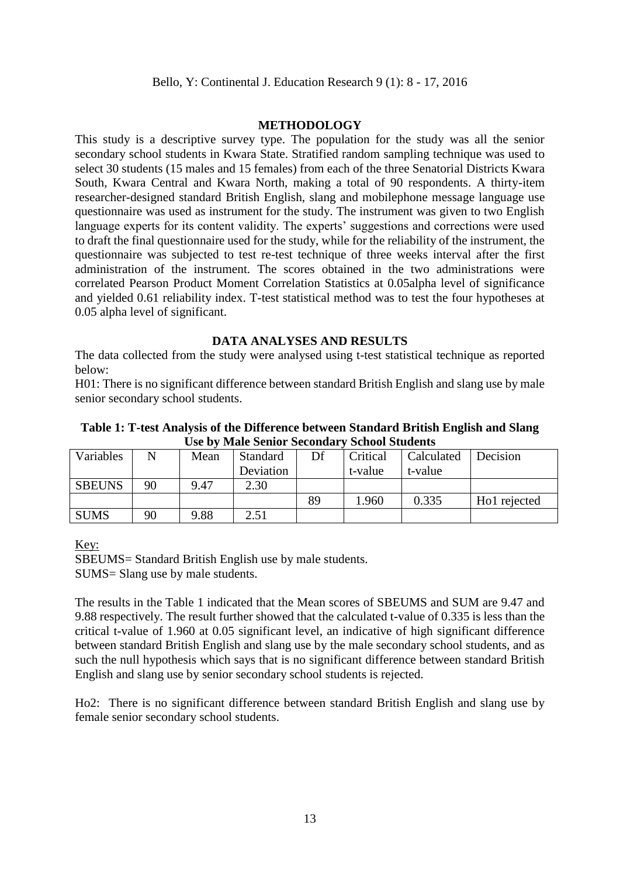## METHODOLOGY

This study is a descriptive survey type. The population for the study was all the senior secondary school students in Kwara State. Stratified random sampling technique was used to select 30 students (15 males and 15 females) from each of the three Senatorial Districts Kwara South, Kwara Central and Kwara North, making a total of 90 respondents. A thirty-item researcher-designed standard British English, slang and mobilephone message language use questionnaire was used as instrument for the study. The instrument was given to two English language experts for its content validity. The experts' suggestions and corrections were used to draft the final questionnaire used for the study, while for the reliability of the instrument, the questionnaire was subjected to test re-test technique of three weeks interval after the first administration of the instrument. The scores obtained in the two administrations were correlated Pearson Product Moment Correlation Statistics at 0.05alpha level of significance and yielded 0.61 reliability index. T-test statistical method was to test the four hypotheses at 0.05 alpha level of significant.

## DATA ANALYSES AND RESULTS

The data collected from the study were analysed using t-test statistical technique as reported below:

H01: There is no significant difference between standard British English and slang use by male senior secondary school students.

**Table 1: T-test Analysis of the Difference between Standard British English and Slang Use by Male Senior Secondary School Students**

| Variables | N | Mean | Standard Deviation | Df | Critical t-value | Calculated t-value | Decision |
|---|---|---|---|---|---|---|---|
| SBEUNS | 90 | 9.47 | 2.30 | | | | |
| | | | | 89 | 1.960 | 0.335 | Ho1 rejected |
| SUMS | 90 | 9.88 | 2.51 | | | | |

Key:

SBEUMS= Standard British English use by male students.

SUMS= Slang use by male students.

The results in the Table 1 indicated that the Mean scores of SBEUMS and SUM are 9.47 and 9.88 respectively. The result further showed that the calculated t-value of 0.335 is less than the critical t-value of 1.960 at 0.05 significant level, an indicative of high significant difference between standard British English and slang use by the male secondary school students, and as such the null hypothesis which says that is no significant difference between standard British English and slang use by senior secondary school students is rejected.

Ho2: There is no significant difference between standard British English and slang use by female senior secondary school students.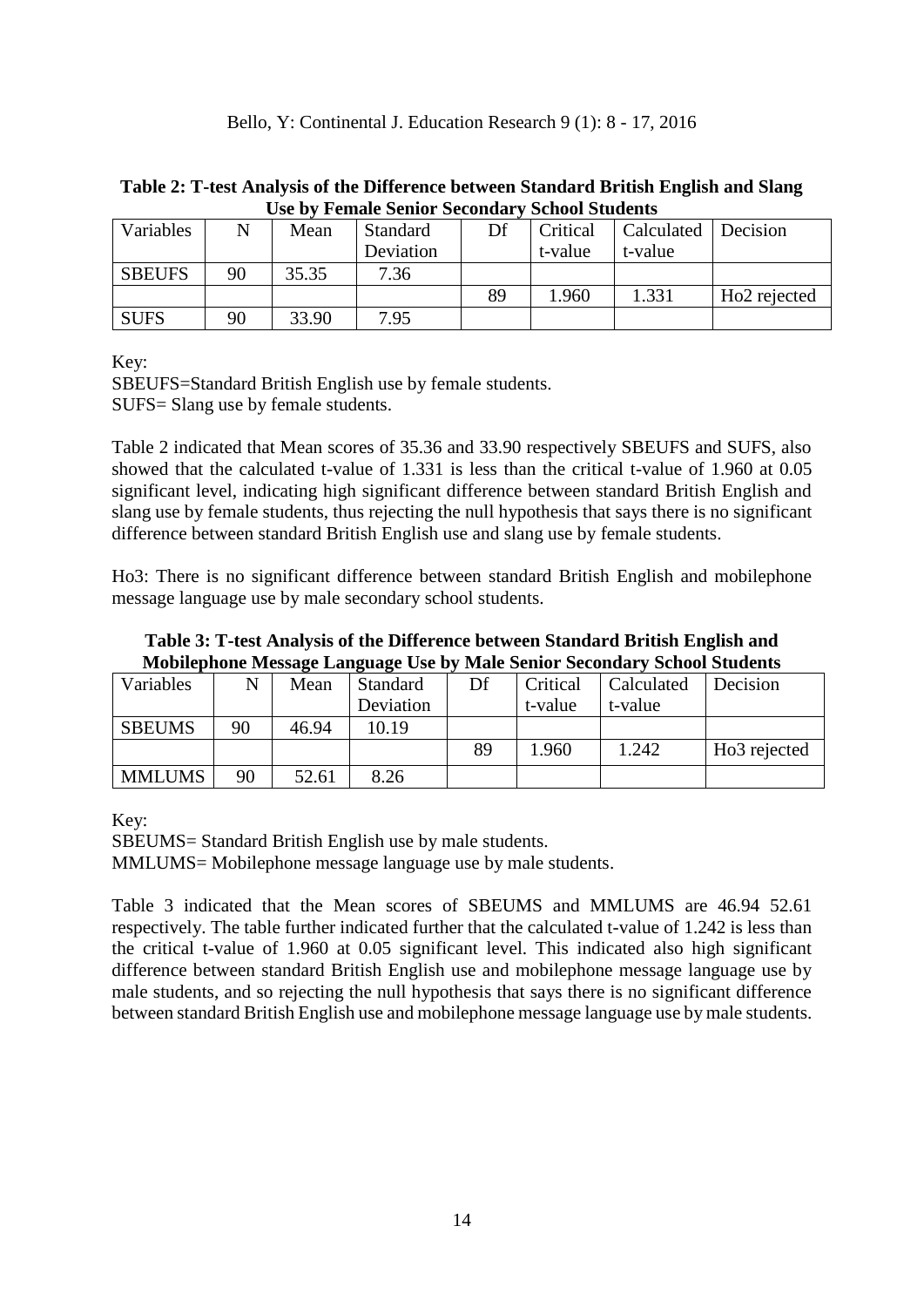**Table 2: T-test Analysis of the Difference between Standard British English and Slang Use by Female Senior Secondary School Students**

| Variables | N | Mean | Standard Deviation | Df | Critical t-value | Calculated t-value | Decision |
|---|---|---|---|---|---|---|---|
| SBEUFS | 90 | 35.35 | 7.36 | | | | |
| | | | | 89 | 1.960 | 1.331 | Ho2 rejected |
| SUFS | 90 | 33.90 | 7.95 | | | | |

Key:

SBEUFS=Standard British English use by female students.

SUFS= Slang use by female students.

Table 2 indicated that Mean scores of 35.36 and 33.90 respectively SBEUFS and SUFS, also showed that the calculated t-value of 1.331 is less than the critical t-value of 1.960 at 0.05 significant level, indicating high significant difference between standard British English and slang use by female students, thus rejecting the null hypothesis that says there is no significant difference between standard British English use and slang use by female students.

Ho3: There is no significant difference between standard British English and mobilephone message language use by male secondary school students.

**Table 3: T-test Analysis of the Difference between Standard British English and Mobilephone Message Language Use by Male Senior Secondary School Students**

| Variables | N | Mean | Standard Deviation | Df | Critical t-value | Calculated t-value | Decision |
|---|---|---|---|---|---|---|---|
| SBEUMS | 90 | 46.94 | 10.19 | | | | |
| | | | | 89 | 1.960 | 1.242 | Ho3 rejected |
| MMLUMS | 90 | 52.61 | 8.26 | | | | |

Key:

SBEUMS= Standard British English use by male students.

MMLUMS= Mobilephone message language use by male students.

Table 3 indicated that the Mean scores of SBEUMS and MMLUMS are 46.94 52.61 respectively. The table further indicated further that the calculated t-value of 1.242 is less than the critical t-value of 1.960 at 0.05 significant level. This indicated also high significant difference between standard British English use and mobilephone message language use by male students, and so rejecting the null hypothesis that says there is no significant difference between standard British English use and mobilephone message language use by male students.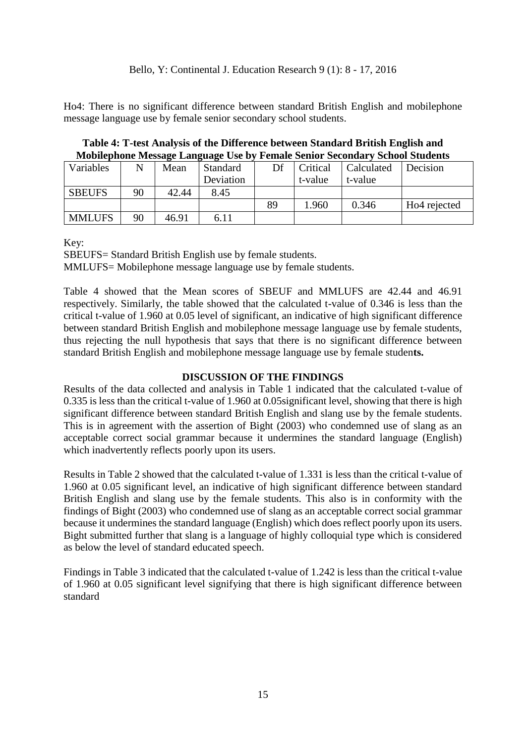Ho4: There is no significant difference between standard British English and mobilephone message language use by female senior secondary school students.

**Table 4: T-test Analysis of the Difference between Standard British English and Mobilephone Message Language Use by Female Senior Secondary School Students**

| Variables | N | Mean | Standard Deviation | Df | Critical t-value | Calculated t-value | Decision |
|---|---|---|---|---|---|---|---|
| SBEUFS | 90 | 42.44 | 8.45 | | | | |
| | | | | 89 | 1.960 | 0.346 | Ho4 rejected |
| MMLUFS | 90 | 46.91 | 6.11 | | | | |

Key:

SBEUFS= Standard British English use by female students.

MMLUFS= Mobilephone message language use by female students.

Table 4 showed that the Mean scores of SBEUF and MMLUFS are 42.44 and 46.91 respectively. Similarly, the table showed that the calculated t-value of 0.346 is less than the critical t-value of 1.960 at 0.05 level of significant, an indicative of high significant difference between standard British English and mobilephone message language use by female students, thus rejecting the null hypothesis that says that there is no significant difference between standard British English and mobilephone message language use by female studen**ts.**

## DISCUSSION OF THE FINDINGS

Results of the data collected and analysis in Table 1 indicated that the calculated t-value of 0.335 is less than the critical t-value of 1.960 at 0.05significant level, showing that there is high significant difference between standard British English and slang use by the female students. This is in agreement with the assertion of Bight (2003) who condemned use of slang as an acceptable correct social grammar because it undermines the standard language (English) which inadvertently reflects poorly upon its users.

Results in Table 2 showed that the calculated t-value of 1.331 is less than the critical t-value of 1.960 at 0.05 significant level, an indicative of high significant difference between standard British English and slang use by the female students. This also is in conformity with the findings of Bight (2003) who condemned use of slang as an acceptable correct social grammar because it undermines the standard language (English) which does reflect poorly upon its users. Bight submitted further that slang is a language of highly colloquial type which is considered as below the level of standard educated speech.

Findings in Table 3 indicated that the calculated t-value of 1.242 is less than the critical t-value of 1.960 at 0.05 significant level signifying that there is high significant difference between standard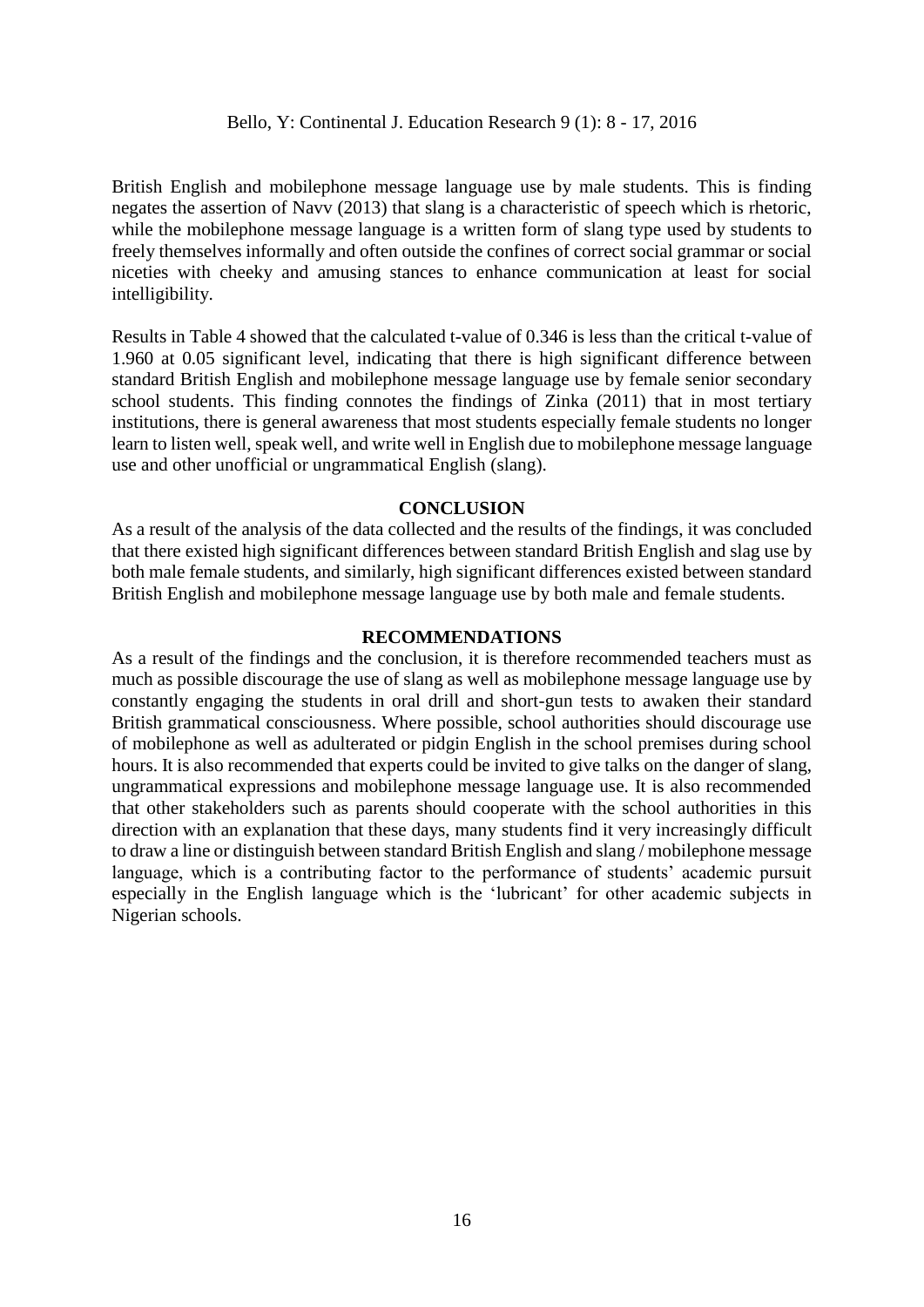British English and mobilephone message language use by male students. This is finding negates the assertion of Navv (2013) that slang is a characteristic of speech which is rhetoric, while the mobilephone message language is a written form of slang type used by students to freely themselves informally and often outside the confines of correct social grammar or social niceties with cheeky and amusing stances to enhance communication at least for social intelligibility.

Results in Table 4 showed that the calculated t-value of 0.346 is less than the critical t-value of 1.960 at 0.05 significant level, indicating that there is high significant difference between standard British English and mobilephone message language use by female senior secondary school students. This finding connotes the findings of Zinka (2011) that in most tertiary institutions, there is general awareness that most students especially female students no longer learn to listen well, speak well, and write well in English due to mobilephone message language use and other unofficial or ungrammatical English (slang).

## CONCLUSION

As a result of the analysis of the data collected and the results of the findings, it was concluded that there existed high significant differences between standard British English and slag use by both male female students, and similarly, high significant differences existed between standard British English and mobilephone message language use by both male and female students.

## RECOMMENDATIONS

As a result of the findings and the conclusion, it is therefore recommended teachers must as much as possible discourage the use of slang as well as mobilephone message language use by constantly engaging the students in oral drill and short-gun tests to awaken their standard British grammatical consciousness. Where possible, school authorities should discourage use of mobilephone as well as adulterated or pidgin English in the school premises during school hours. It is also recommended that experts could be invited to give talks on the danger of slang, ungrammatical expressions and mobilephone message language use. It is also recommended that other stakeholders such as parents should cooperate with the school authorities in this direction with an explanation that these days, many students find it very increasingly difficult to draw a line or distinguish between standard British English and slang / mobilephone message language, which is a contributing factor to the performance of students' academic pursuit especially in the English language which is the 'lubricant' for other academic subjects in Nigerian schools.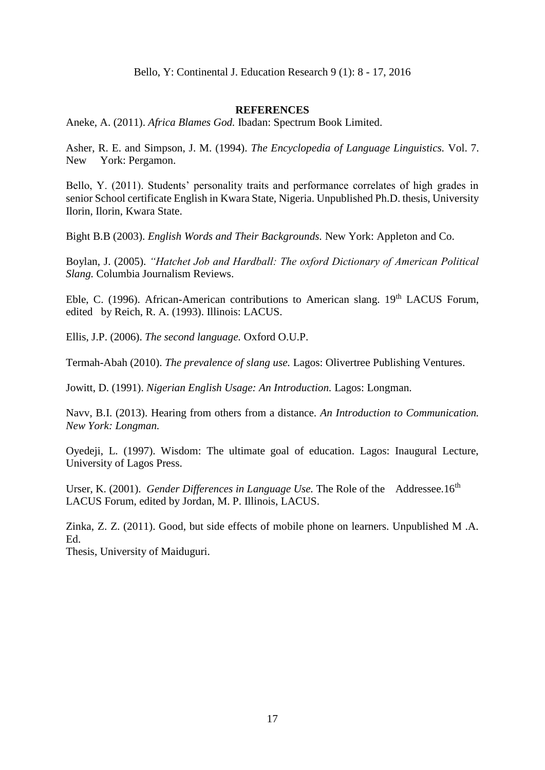**REFERENCES**

Aneke, A. (2011). *Africa Blames God.* Ibadan: Spectrum Book Limited.

Asher, R. E. and Simpson, J. M. (1994). *The Encyclopedia of Language Linguistics.* Vol. 7. New York: Pergamon.

Bello, Y. (2011). Students' personality traits and performance correlates of high grades in senior School certificate English in Kwara State, Nigeria. Unpublished Ph.D. thesis, University Ilorin, Ilorin, Kwara State.

Bight B.B (2003). *English Words and Their Backgrounds.* New York: Appleton and Co.

Boylan, J. (2005). *"Hatchet Job and Hardball: The oxford Dictionary of American Political Slang.* Columbia Journalism Reviews.

Eble, C. (1996). African-American contributions to American slang. 19th LACUS Forum, edited by Reich, R. A. (1993). Illinois: LACUS.

Ellis, J.P. (2006). *The second language.* Oxford O.U.P.

Termah-Abah (2010). *The prevalence of slang use.* Lagos: Olivertree Publishing Ventures.

Jowitt, D. (1991). *Nigerian English Usage: An Introduction.* Lagos: Longman.

Navv, B.I. (2013). Hearing from others from a distance. *An Introduction to Communication. New York: Longman.*

Oyedeji, L. (1997). Wisdom: The ultimate goal of education. Lagos: Inaugural Lecture, University of Lagos Press.

Urser, K. (2001). *Gender Differences in Language Use.* The Role of the Addressee.16th LACUS Forum, edited by Jordan, M. P. Illinois, LACUS.

Zinka, Z. Z. (2011). Good, but side effects of mobile phone on learners. Unpublished M .A. Ed.
Thesis, University of Maiduguri.